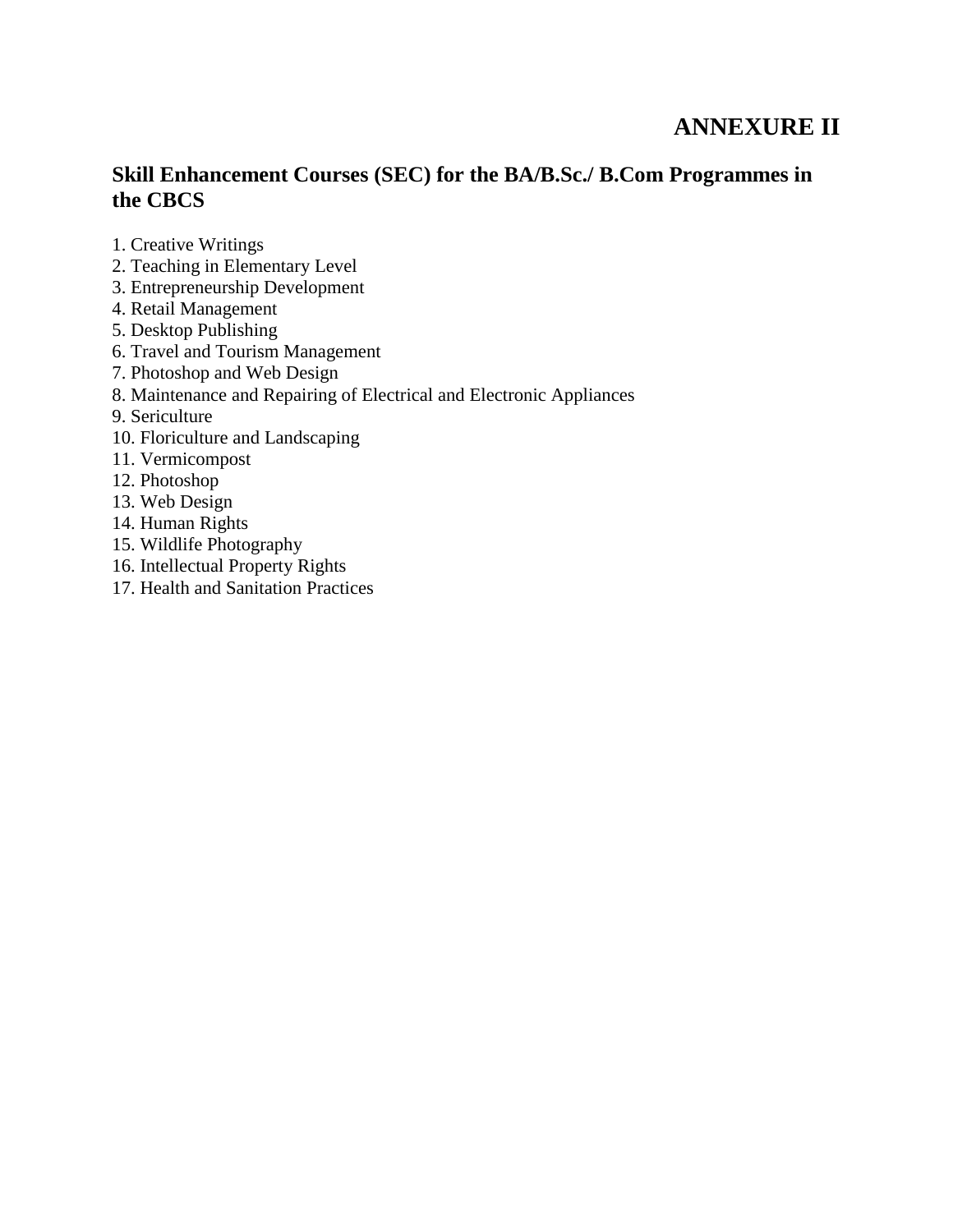# ANNEXURE II

## Skill Enhancement Courses (SEC) for the BA/B.Sc./ B.Com Programmes in the CBCS

1. Creative Writings
2. Teaching in Elementary Level
3. Entrepreneurship Development
4. Retail Management
5. Desktop Publishing
6. Travel and Tourism Management
7. Photoshop and Web Design
8. Maintenance and Repairing of Electrical and Electronic Appliances
9. Sericulture
10. Floriculture and Landscaping
11. Vermicompost
12. Photoshop
13. Web Design
14. Human Rights
15. Wildlife Photography
16. Intellectual Property Rights
17. Health and Sanitation Practices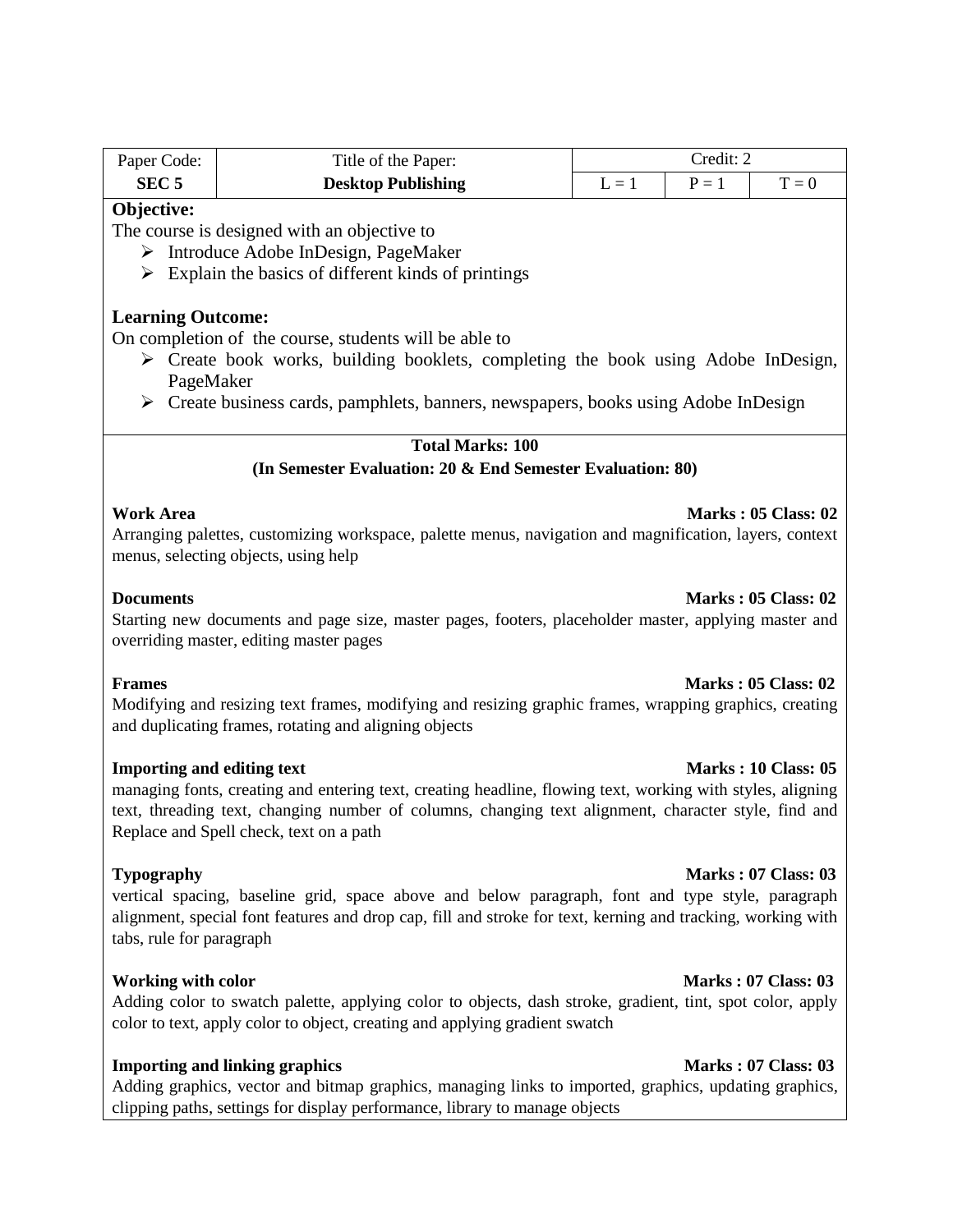| Paper Code: | Title of the Paper: | Credit: 2 | | |
|---|---|---|---|---|
| **SEC 5** | **Desktop Publishing** | L = 1 | P = 1 | T = 0 |

**Objective:**

The course is designed with an objective to

- Introduce Adobe InDesign, PageMaker
- Explain the basics of different kinds of printings

**Learning Outcome:**

On completion of the course, students will be able to

- Create book works, building booklets, completing the book using Adobe InDesign, PageMaker
- Create business cards, pamphlets, banners, newspapers, books using Adobe InDesign

**Total Marks: 100**

**(In Semester Evaluation: 20 & End Semester Evaluation: 80)**

**Work Area** **Marks : 05 Class: 02**

Arranging palettes, customizing workspace, palette menus, navigation and magnification, layers, context menus, selecting objects, using help

**Documents** **Marks : 05 Class: 02**

Starting new documents and page size, master pages, footers, placeholder master, applying master and overriding master, editing master pages

**Frames** **Marks : 05 Class: 02**

Modifying and resizing text frames, modifying and resizing graphic frames, wrapping graphics, creating and duplicating frames, rotating and aligning objects

**Importing and editing text** **Marks : 10 Class: 05**

managing fonts, creating and entering text, creating headline, flowing text, working with styles, aligning text, threading text, changing number of columns, changing text alignment, character style, find and Replace and Spell check, text on a path

**Typography** **Marks : 07 Class: 03**

vertical spacing, baseline grid, space above and below paragraph, font and type style, paragraph alignment, special font features and drop cap, fill and stroke for text, kerning and tracking, working with tabs, rule for paragraph

**Working with color** **Marks : 07 Class: 03**

Adding color to swatch palette, applying color to objects, dash stroke, gradient, tint, spot color, apply color to text, apply color to object, creating and applying gradient swatch

**Importing and linking graphics** **Marks : 07 Class: 03**

Adding graphics, vector and bitmap graphics, managing links to imported, graphics, updating graphics, clipping paths, settings for display performance, library to manage objects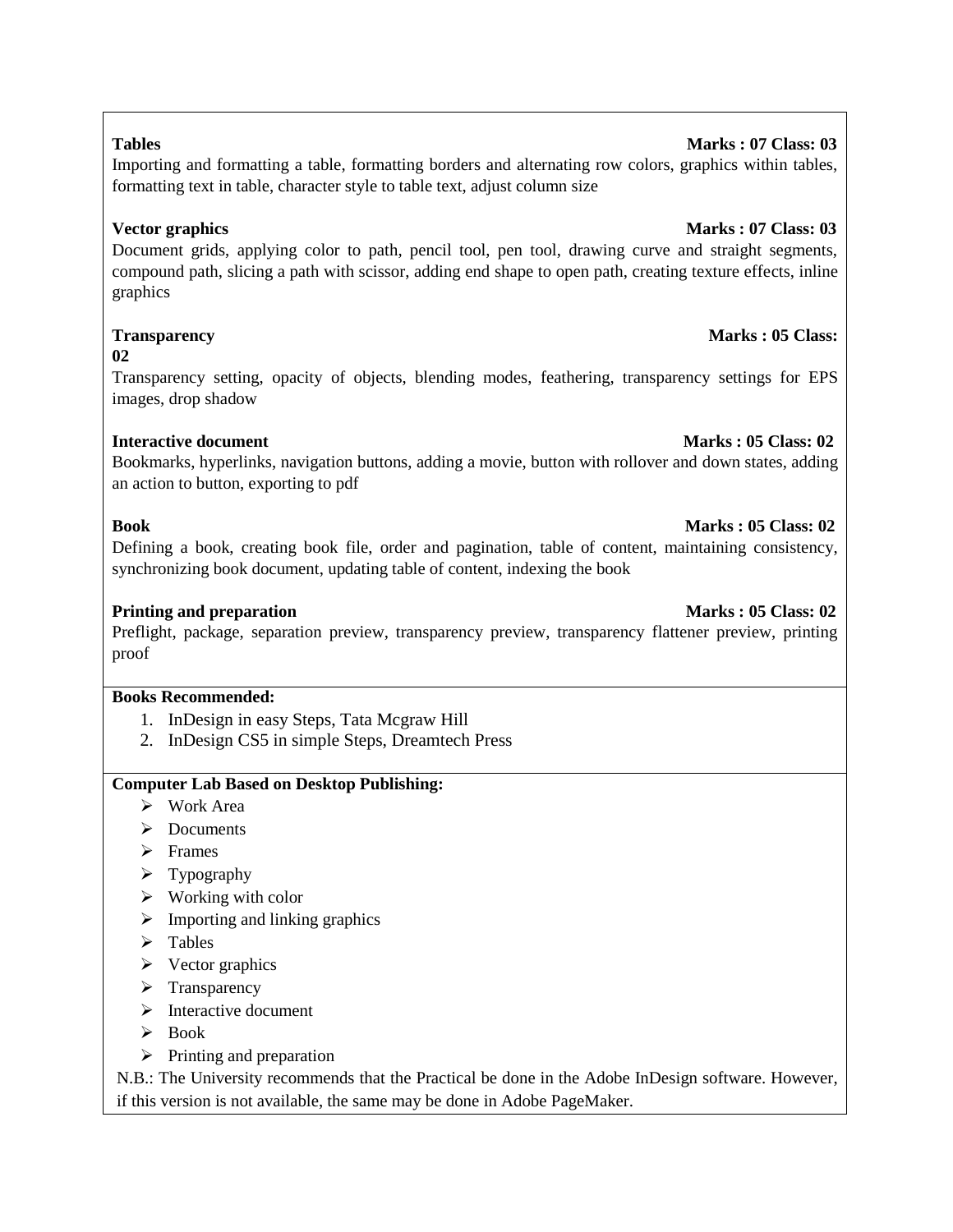**Tables** **Marks : 07 Class: 03**

Importing and formatting a table, formatting borders and alternating row colors, graphics within tables, formatting text in table, character style to table text, adjust column size

**Vector graphics** **Marks : 07 Class: 03**

Document grids, applying color to path, pencil tool, pen tool, drawing curve and straight segments, compound path, slicing a path with scissor, adding end shape to open path, creating texture effects, inline graphics

**Transparency** **Marks : 05 Class: 02**

Transparency setting, opacity of objects, blending modes, feathering, transparency settings for EPS images, drop shadow

**Interactive document** **Marks : 05 Class: 02**

Bookmarks, hyperlinks, navigation buttons, adding a movie, button with rollover and down states, adding an action to button, exporting to pdf

**Book** **Marks : 05 Class: 02**

Defining a book, creating book file, order and pagination, table of content, maintaining consistency, synchronizing book document, updating table of content, indexing the book

**Printing and preparation** **Marks : 05 Class: 02**

Preflight, package, separation preview, transparency preview, transparency flattener preview, printing proof

**Books Recommended:**

1. InDesign in easy Steps, Tata Mcgraw Hill
2. InDesign CS5 in simple Steps, Dreamtech Press

**Computer Lab Based on Desktop Publishing:**

- Work Area
- Documents
- Frames
- Typography
- Working with color
- Importing and linking graphics
- Tables
- Vector graphics
- Transparency
- Interactive document
- Book
- Printing and preparation

N.B.: The University recommends that the Practical be done in the Adobe InDesign software. However, if this version is not available, the same may be done in Adobe PageMaker.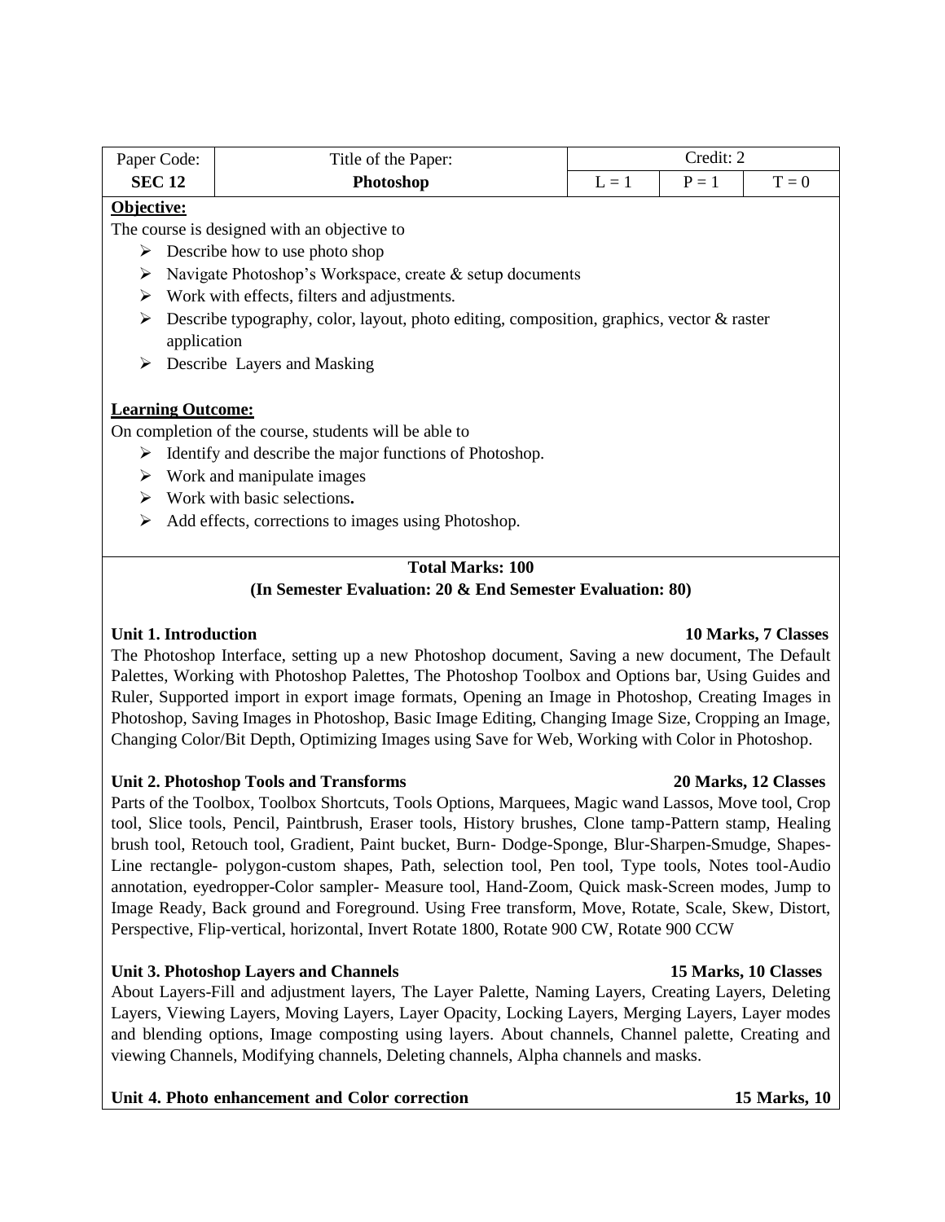| Paper Code: | Title of the Paper: | Credit: 2 | | |
|---|---|---|---|---|
| **SEC 12** | **Photoshop** | L = 1 | P = 1 | T = 0 |

**Objective:**

The course is designed with an objective to

- Describe how to use photo shop
- Navigate Photoshop's Workspace, create & setup documents
- Work with effects, filters and adjustments.
- Describe typography, color, layout, photo editing, composition, graphics, vector & raster application
- Describe Layers and Masking

**Learning Outcome:**

On completion of the course, students will be able to

- Identify and describe the major functions of Photoshop.
- Work and manipulate images
- Work with basic selections**.**
- Add effects, corrections to images using Photoshop.

**Total Marks: 100**
**(In Semester Evaluation: 20 & End Semester Evaluation: 80)**

**Unit 1. Introduction** **10 Marks, 7 Classes**

The Photoshop Interface, setting up a new Photoshop document, Saving a new document, The Default Palettes, Working with Photoshop Palettes, The Photoshop Toolbox and Options bar, Using Guides and Ruler, Supported import in export image formats, Opening an Image in Photoshop, Creating Images in Photoshop, Saving Images in Photoshop, Basic Image Editing, Changing Image Size, Cropping an Image, Changing Color/Bit Depth, Optimizing Images using Save for Web, Working with Color in Photoshop.

**Unit 2. Photoshop Tools and Transforms** **20 Marks, 12 Classes**

Parts of the Toolbox, Toolbox Shortcuts, Tools Options, Marquees, Magic wand Lassos, Move tool, Crop tool, Slice tools, Pencil, Paintbrush, Eraser tools, History brushes, Clone tamp-Pattern stamp, Healing brush tool, Retouch tool, Gradient, Paint bucket, Burn- Dodge-Sponge, Blur-Sharpen-Smudge, Shapes-Line rectangle- polygon-custom shapes, Path, selection tool, Pen tool, Type tools, Notes tool-Audio annotation, eyedropper-Color sampler- Measure tool, Hand-Zoom, Quick mask-Screen modes, Jump to Image Ready, Back ground and Foreground. Using Free transform, Move, Rotate, Scale, Skew, Distort, Perspective, Flip-vertical, horizontal, Invert Rotate 1800, Rotate 900 CW, Rotate 900 CCW

**Unit 3. Photoshop Layers and Channels** **15 Marks, 10 Classes**

About Layers-Fill and adjustment layers, The Layer Palette, Naming Layers, Creating Layers, Deleting Layers, Viewing Layers, Moving Layers, Layer Opacity, Locking Layers, Merging Layers, Layer modes and blending options, Image composting using layers. About channels, Channel palette, Creating and viewing Channels, Modifying channels, Deleting channels, Alpha channels and masks.

**Unit 4. Photo enhancement and Color correction** **15 Marks, 10**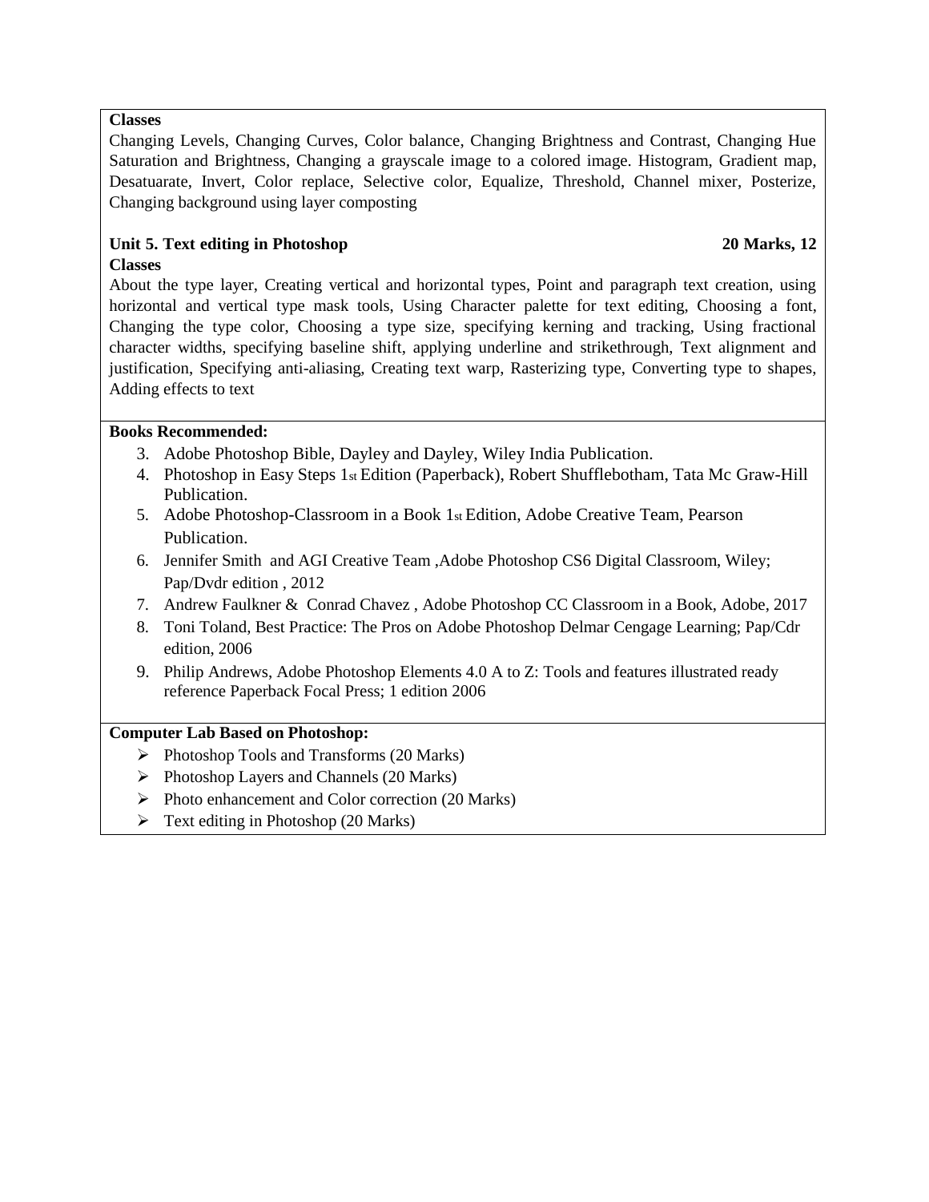**Classes**

Changing Levels, Changing Curves, Color balance, Changing Brightness and Contrast, Changing Hue Saturation and Brightness, Changing a grayscale image to a colored image. Histogram, Gradient map, Desatuarate, Invert, Color replace, Selective color, Equalize, Threshold, Channel mixer, Posterize, Changing background using layer composting

**Unit 5. Text editing in Photoshop** **20 Marks, 12 Classes**

About the type layer, Creating vertical and horizontal types, Point and paragraph text creation, using horizontal and vertical type mask tools, Using Character palette for text editing, Choosing a font, Changing the type color, Choosing a type size, specifying kerning and tracking, Using fractional character widths, specifying baseline shift, applying underline and strikethrough, Text alignment and justification, Specifying anti-aliasing, Creating text warp, Rasterizing type, Converting type to shapes, Adding effects to text

**Books Recommended:**

3. Adobe Photoshop Bible, Dayley and Dayley, Wiley India Publication.
4. Photoshop in Easy Steps 1st Edition (Paperback), Robert Shufflebotham, Tata Mc Graw-Hill Publication.
5. Adobe Photoshop-Classroom in a Book 1st Edition, Adobe Creative Team, Pearson Publication.
6. Jennifer Smith and AGI Creative Team ,Adobe Photoshop CS6 Digital Classroom, Wiley; Pap/Dvdr edition , 2012
7. Andrew Faulkner & Conrad Chavez , Adobe Photoshop CC Classroom in a Book, Adobe, 2017
8. Toni Toland, Best Practice: The Pros on Adobe Photoshop Delmar Cengage Learning; Pap/Cdr edition, 2006
9. Philip Andrews, Adobe Photoshop Elements 4.0 A to Z: Tools and features illustrated ready reference Paperback Focal Press; 1 edition 2006

**Computer Lab Based on Photoshop:**

- Photoshop Tools and Transforms (20 Marks)
- Photoshop Layers and Channels (20 Marks)
- Photo enhancement and Color correction (20 Marks)
- Text editing in Photoshop (20 Marks)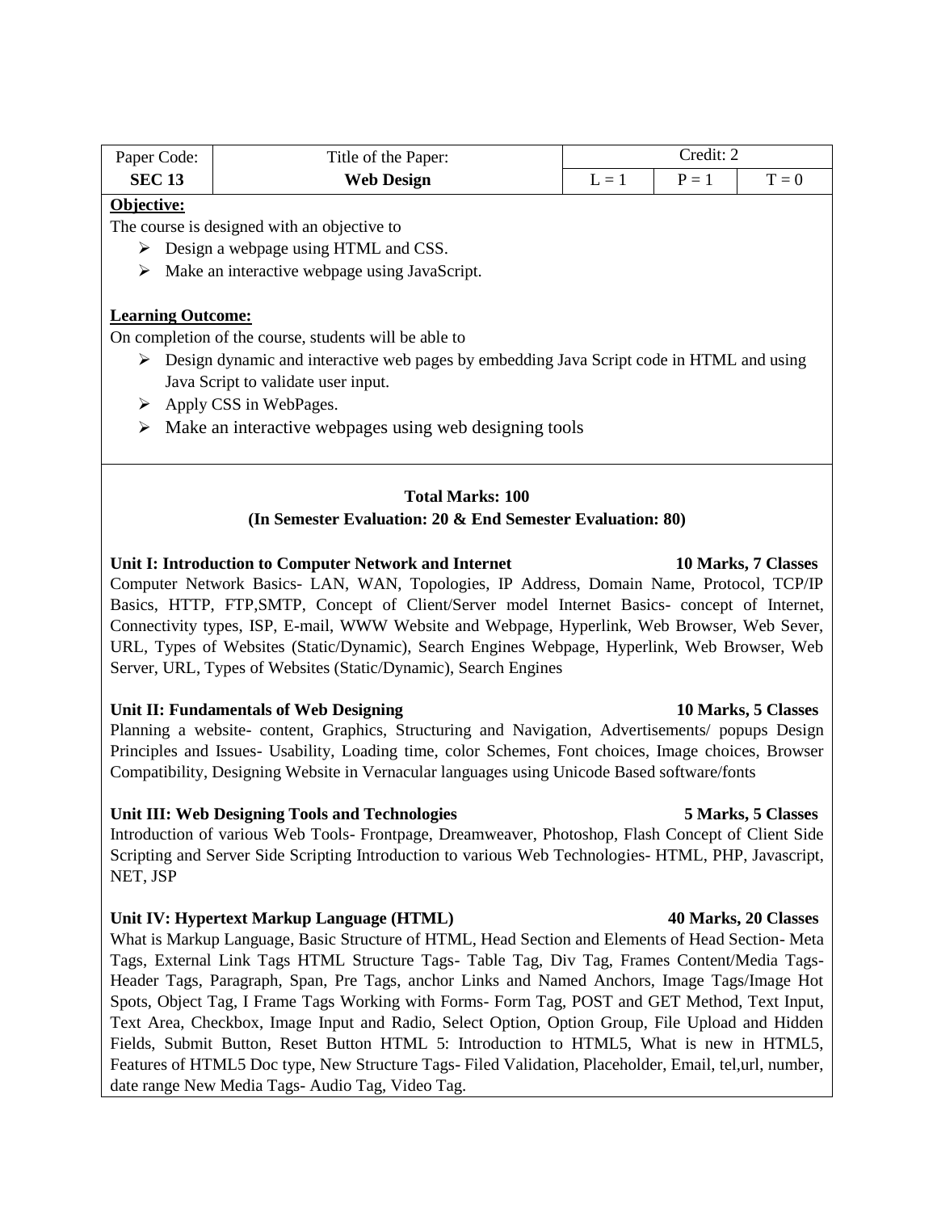| Paper Code: | Title of the Paper: | Credit: 2 | | |
|---|---|---|---|---|
| **SEC 13** | **Web Design** | L = 1 | P = 1 | T = 0 |

**Objective:**

The course is designed with an objective to

- Design a webpage using HTML and CSS.
- Make an interactive webpage using JavaScript.

**Learning Outcome:**

On completion of the course, students will be able to

- Design dynamic and interactive web pages by embedding Java Script code in HTML and using Java Script to validate user input.
- Apply CSS in WebPages.
- Make an interactive webpages using web designing tools

**Total Marks: 100**

**(In Semester Evaluation: 20 & End Semester Evaluation: 80)**

**Unit I: Introduction to Computer Network and Internet** — **10 Marks, 7 Classes**

Computer Network Basics- LAN, WAN, Topologies, IP Address, Domain Name, Protocol, TCP/IP Basics, HTTP, FTP,SMTP, Concept of Client/Server model Internet Basics- concept of Internet, Connectivity types, ISP, E-mail, WWW Website and Webpage, Hyperlink, Web Browser, Web Sever, URL, Types of Websites (Static/Dynamic), Search Engines Webpage, Hyperlink, Web Browser, Web Server, URL, Types of Websites (Static/Dynamic), Search Engines

**Unit II: Fundamentals of Web Designing** — **10 Marks, 5 Classes**

Planning a website- content, Graphics, Structuring and Navigation, Advertisements/ popups Design Principles and Issues- Usability, Loading time, color Schemes, Font choices, Image choices, Browser Compatibility, Designing Website in Vernacular languages using Unicode Based software/fonts

**Unit III: Web Designing Tools and Technologies** — **5 Marks, 5 Classes**

Introduction of various Web Tools- Frontpage, Dreamweaver, Photoshop, Flash Concept of Client Side Scripting and Server Side Scripting Introduction to various Web Technologies- HTML, PHP, Javascript, NET, JSP

**Unit IV: Hypertext Markup Language (HTML)** — **40 Marks, 20 Classes**

What is Markup Language, Basic Structure of HTML, Head Section and Elements of Head Section- Meta Tags, External Link Tags HTML Structure Tags- Table Tag, Div Tag, Frames Content/Media Tags- Header Tags, Paragraph, Span, Pre Tags, anchor Links and Named Anchors, Image Tags/Image Hot Spots, Object Tag, I Frame Tags Working with Forms- Form Tag, POST and GET Method, Text Input, Text Area, Checkbox, Image Input and Radio, Select Option, Option Group, File Upload and Hidden Fields, Submit Button, Reset Button HTML 5: Introduction to HTML5, What is new in HTML5, Features of HTML5 Doc type, New Structure Tags- Filed Validation, Placeholder, Email, tel,url, number, date range New Media Tags- Audio Tag, Video Tag.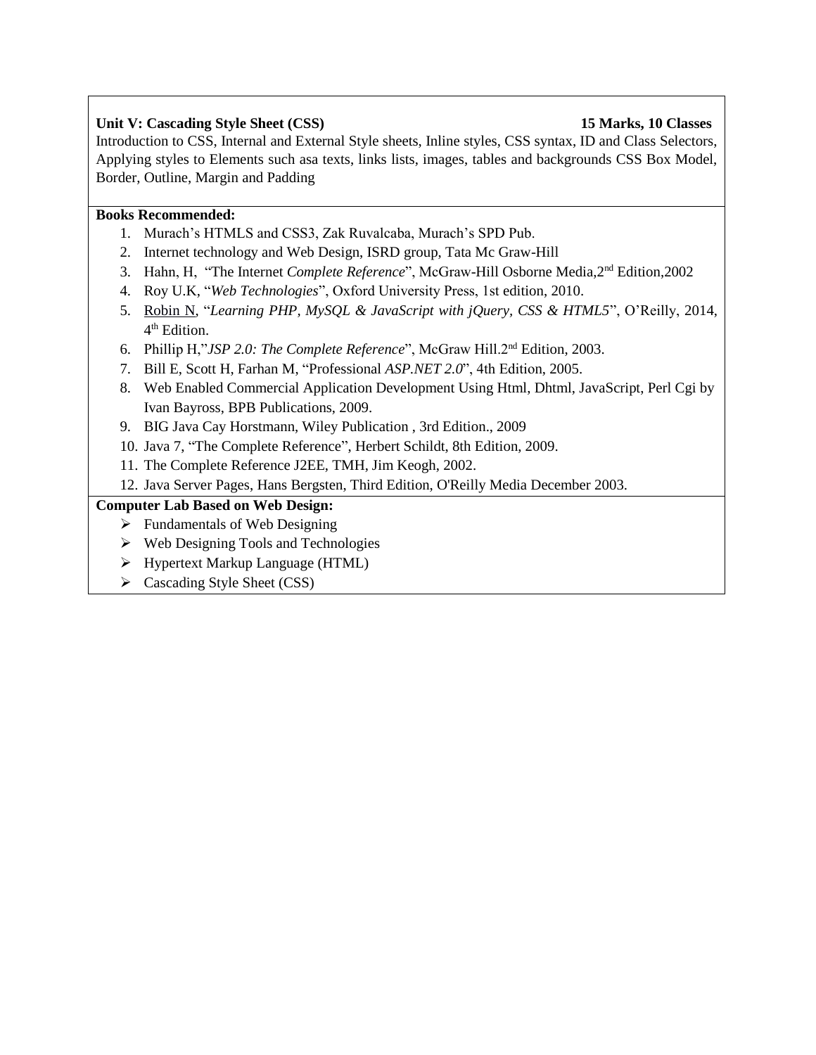**Unit V: Cascading Style Sheet (CSS)** **15 Marks, 10 Classes**

Introduction to CSS, Internal and External Style sheets, Inline styles, CSS syntax, ID and Class Selectors, Applying styles to Elements such asa texts, links lists, images, tables and backgrounds CSS Box Model, Border, Outline, Margin and Padding

**Books Recommended:**

1. Murach's HTMLS and CSS3, Zak Ruvalcaba, Murach's SPD Pub.
2. Internet technology and Web Design, ISRD group, Tata Mc Graw-Hill
3. Hahn, H, "The Internet *Complete Reference*", McGraw-Hill Osborne Media,2nd Edition,2002
4. Roy U.K, "*Web Technologies*", Oxford University Press, 1st edition, 2010.
5. Robin N, "*Learning PHP, MySQL & JavaScript with jQuery, CSS & HTML5*", O'Reilly, 2014, 4th Edition.
6. Phillip H,"*JSP 2.0: The Complete Reference*", McGraw Hill.2nd Edition, 2003.
7. Bill E, Scott H, Farhan M, "Professional *ASP.NET 2.0*", 4th Edition, 2005.
8. Web Enabled Commercial Application Development Using Html, Dhtml, JavaScript, Perl Cgi by Ivan Bayross, BPB Publications, 2009.
9. BIG Java Cay Horstmann, Wiley Publication , 3rd Edition., 2009
10. Java 7, "The Complete Reference", Herbert Schildt, 8th Edition, 2009.
11. The Complete Reference J2EE, TMH, Jim Keogh, 2002.
12. Java Server Pages, Hans Bergsten, Third Edition, O'Reilly Media December 2003.

**Computer Lab Based on Web Design:**

- Fundamentals of Web Designing
- Web Designing Tools and Technologies
- Hypertext Markup Language (HTML)
- Cascading Style Sheet (CSS)